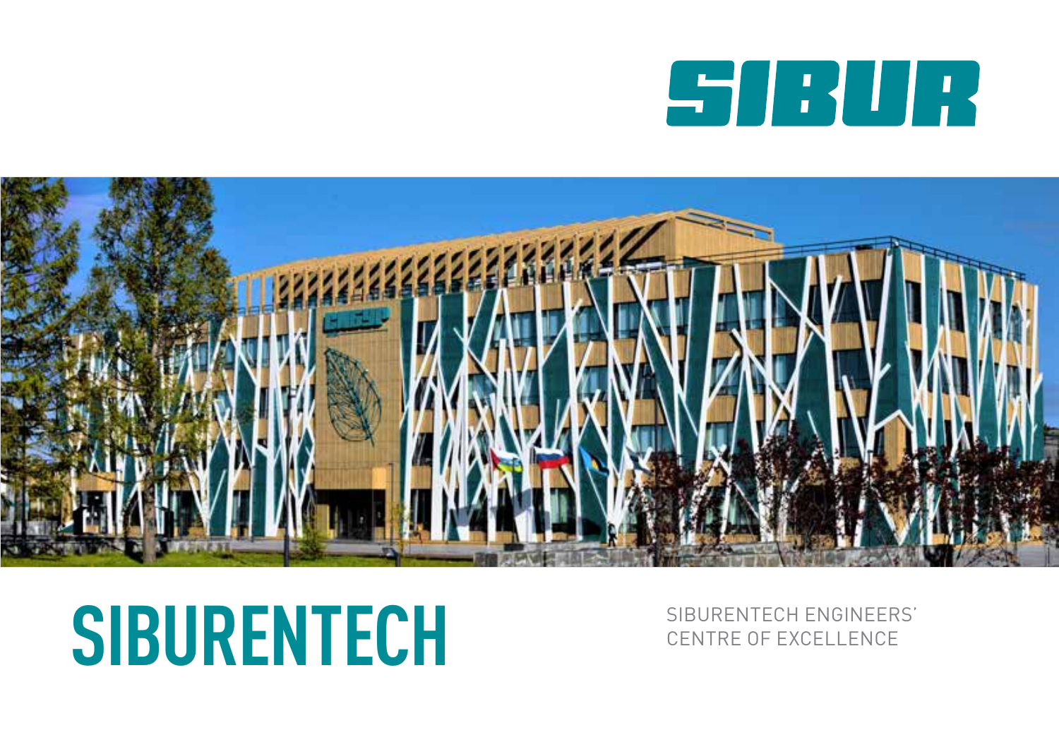SIBUR

# SIBURENTECH

SIBURENTECH ENGINEERS' CENTRE OF EXCELLENCE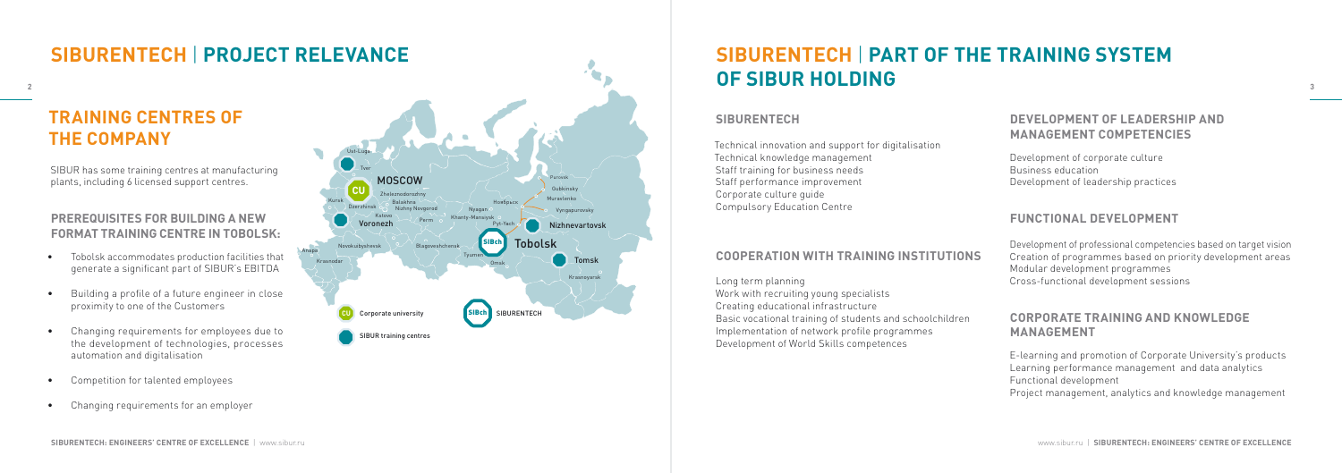# SIBURENTECH | PROJECT RELEVANCE

## TRAINING CENTRES OF THE COMPANY

SIBUR has some training centres at manufacturing plants, including 6 licensed support centres.

### PREREQUISITES FOR BUILDING A NEW FORMAT TRAINING CENTRE IN TOBOLSK:

- Tobolsk accommodates production facilities that generate a significant part of SIBUR's EBITDA
- Building a profile of a future engineer in close proximity to one of the Customers
- Changing requirements for employees due to the development of technologies, processes automation and digitalisation
- Competition for talented employees
- Changing requirements for an employer

Ust-Luga
Tver
MOSCOW
Zheleznodorozhny
Kursk
Balakhna
Dzerzhinsk
Nizhny Novgorod
Kstovo
Voronezh
Perm
Nyagan
Noyabrsk
Khanty-Mansiysk
Purovsk
Gubkinsky
Muravlenko
Vyngapurovsky
Pyt-Yakh
Nizhnevartovsk
Anapa
Novokuibyshevsk
Blagoveshchensk
Tobolsk
Krasnodar
Tyumen
Omsk
Tomsk
Krasnoyarsk

CU Corporate university
SIBch SIBURENTECH
SIBUR training centres

# SIBURENTECH | PART OF THE TRAINING SYSTEM OF SIBUR HOLDING

### SIBURENTECH

Technical innovation and support for digitalisation
Technical knowledge management
Staff training for business needs
Staff performance improvement
Corporate culture guide
Compulsory Education Centre

### COOPERATION WITH TRAINING INSTITUTIONS

Long term planning
Work with recruiting young specialists
Creating educational infrastructure
Basic vocational training of students and schoolchildren
Implementation of network profile programmes
Development of World Skills competences

### DEVELOPMENT OF LEADERSHIP AND MANAGEMENT COMPETENCIES

Development of corporate culture
Business education
Development of leadership practices

### FUNCTIONAL DEVELOPMENT

Development of professional competencies based on target vision
Creation of programmes based on priority development areas
Modular development programmes
Cross-functional development sessions

### CORPORATE TRAINING AND KNOWLEDGE MANAGEMENT

E-learning and promotion of Corporate University's products
Learning performance management and data analytics
Functional development
Project management, analytics and knowledge management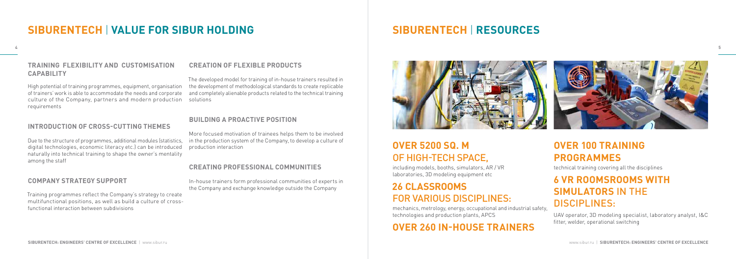# SIBURENTECH | VALUE FOR SIBUR HOLDING

### TRAINING FLEXIBILITY AND CUSTOMISATION CAPABILITY

High potential of training programmes, equipment, organisation of trainers' work is able to accommodate the needs and corporate culture of the Company, partners and modern production requirements

### INTRODUCTION OF CROSS-CUTTING THEMES

Due to the structure of programmes, additional modules (statistics, digital technologies, economic literacy etc.) can be introduced naturally into technical training to shape the owner's mentality among the staff

### COMPANY STRATEGY SUPPORT

Training programmes reflect the Company's strategy to create multifunctional positions, as well as build a culture of cross-functional interaction between subdivisions

### CREATION OF FLEXIBLE PRODUCTS

The developed model for training of in-house trainers resulted in the development of methodological standards to create replicable and completely alienable products related to the technical training solutions

### BUILDING A PROACTIVE POSITION

More focused motivation of trainees helps them to be involved in the production system of the Company, to develop a culture of production interaction

### CREATING PROFESSIONAL COMMUNITIES

In-house trainers form professional communities of experts in the Company and exchange knowledge outside the Company

# SIBURENTECH | RESOURCES

## OVER 5200 SQ. M OF HIGH-TECH SPACE,

including models, booths, simulators, AR / VR laboratories, 3D modeling equipment etc

## 26 CLASSROOMS FOR VARIOUS DISCIPLINES:

mechanics, metrology, energy, occupational and industrial safety, technologies and production plants, APCS

## OVER 260 IN-HOUSE TRAINERS

## OVER 100 TRAINING PROGRAMMES

technical training covering all the disciplines

## 6 VR ROOMSROOMS WITH SIMULATORS IN THE DISCIPLINES:

UAV operator, 3D modeling specialist, laboratory analyst, I&C fitter, welder, operational switching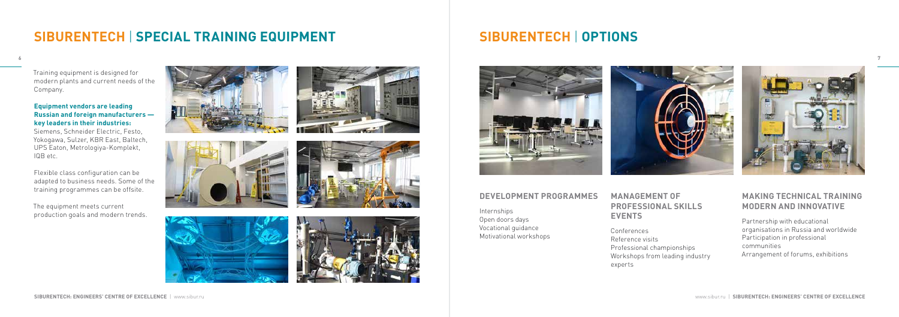# SIBURENTECH | SPECIAL TRAINING EQUIPMENT

Training equipment is designed for modern plants and current needs of the Company.

**Equipment vendors are leading Russian and foreign manufacturers — key leaders in their industries:**
Siemens, Schneider Electric, Festo, Yokogawa, Sulzer, KBR East, Baltech, UPS Eaton, Metrologiya-Komplekt, IQB etc.

Flexible class configuration can be adapted to business needs. Some of the training programmes can be offsite.

The equipment meets current production goals and modern trends.

# SIBURENTECH | OPTIONS

## DEVELOPMENT PROGRAMMES

Internships
Open doors days
Vocational guidance
Motivational workshops

## MANAGEMENT OF PROFESSIONAL SKILLS EVENTS

Conferences
Reference visits
Professional championships
Workshops from leading industry experts

## MAKING TECHNICAL TRAINING MODERN AND INNOVATIVE

Partnership with educational organisations in Russia and worldwide
Participation in professional communities
Arrangement of forums, exhibitions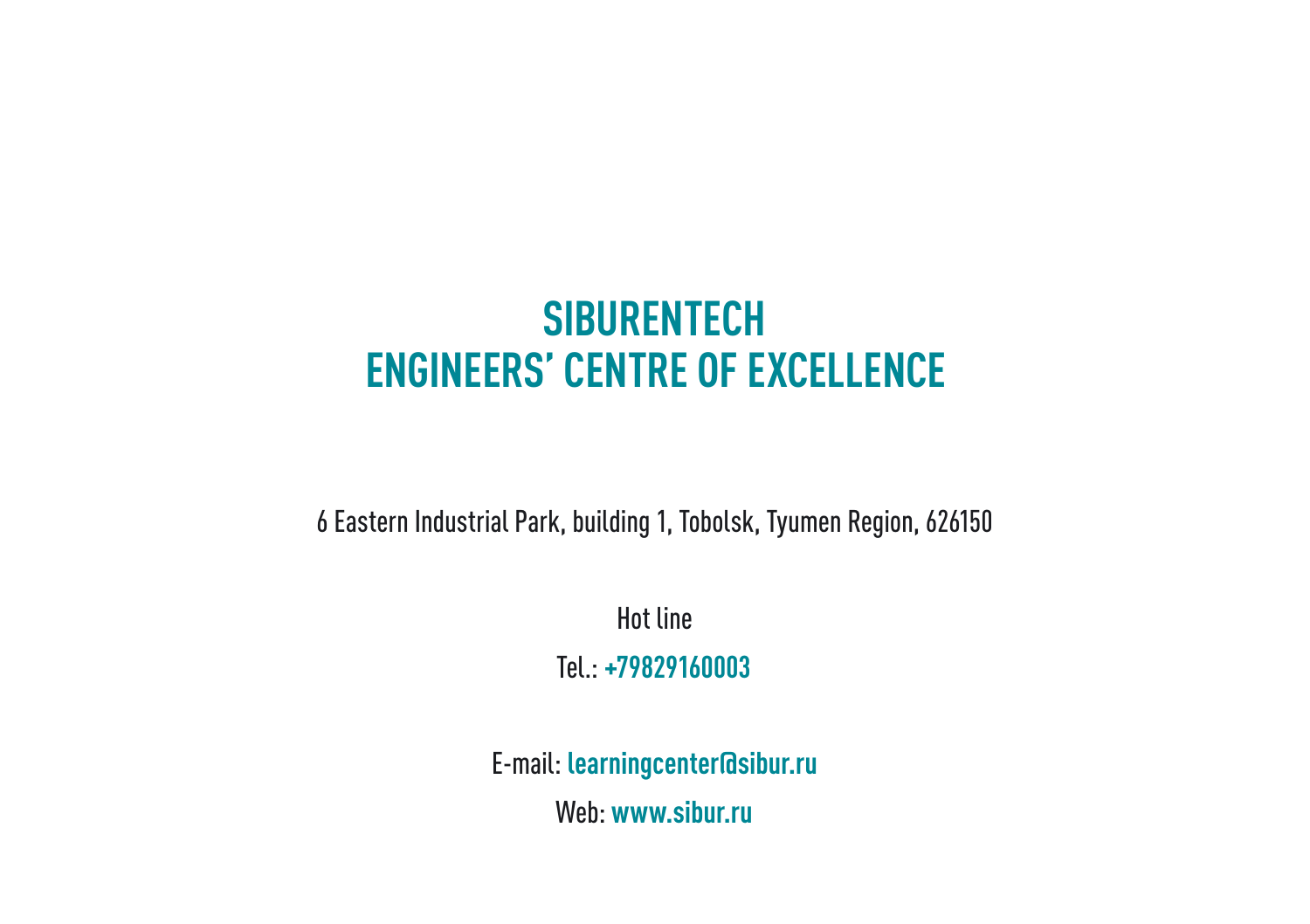# SIBURENTECH ENGINEERS' CENTRE OF EXCELLENCE

6 Eastern Industrial Park, building 1, Tobolsk, Tyumen Region, 626150

Hot line

Tel.: **+79829160003**

E-mail: **learningcenter@sibur.ru**

Web: **www.sibur.ru**